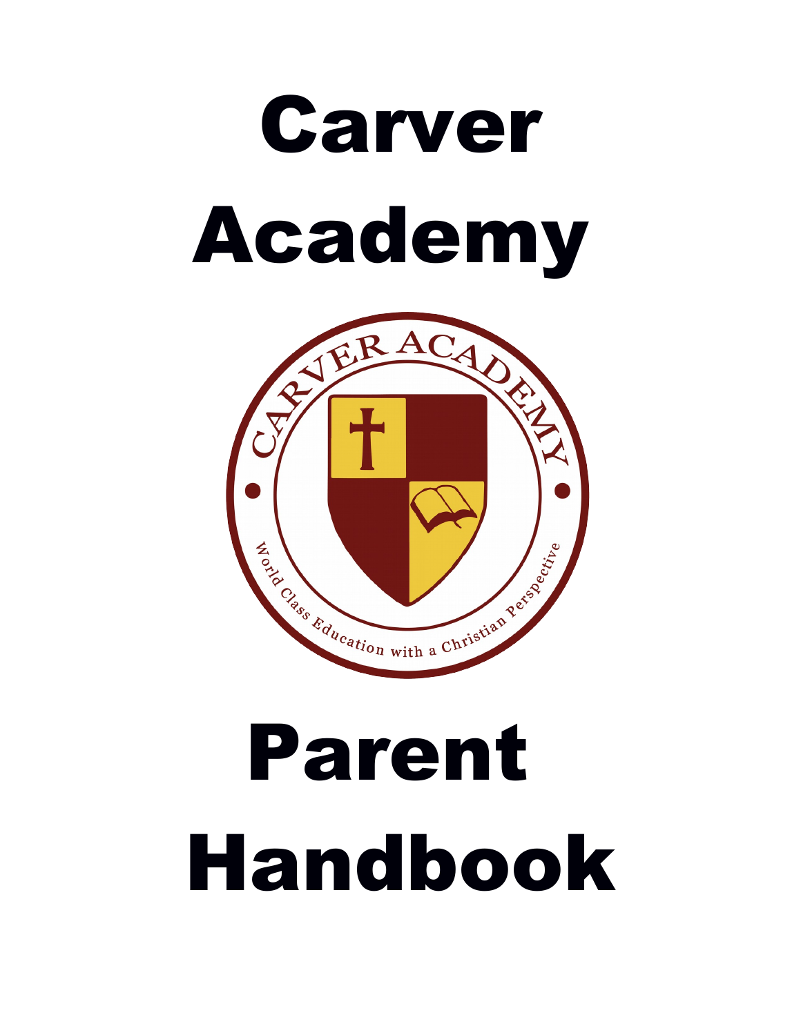# Carver Academy

CARVER ACADEMY

World Class Education with a Christian Perspective

# Parent Handbook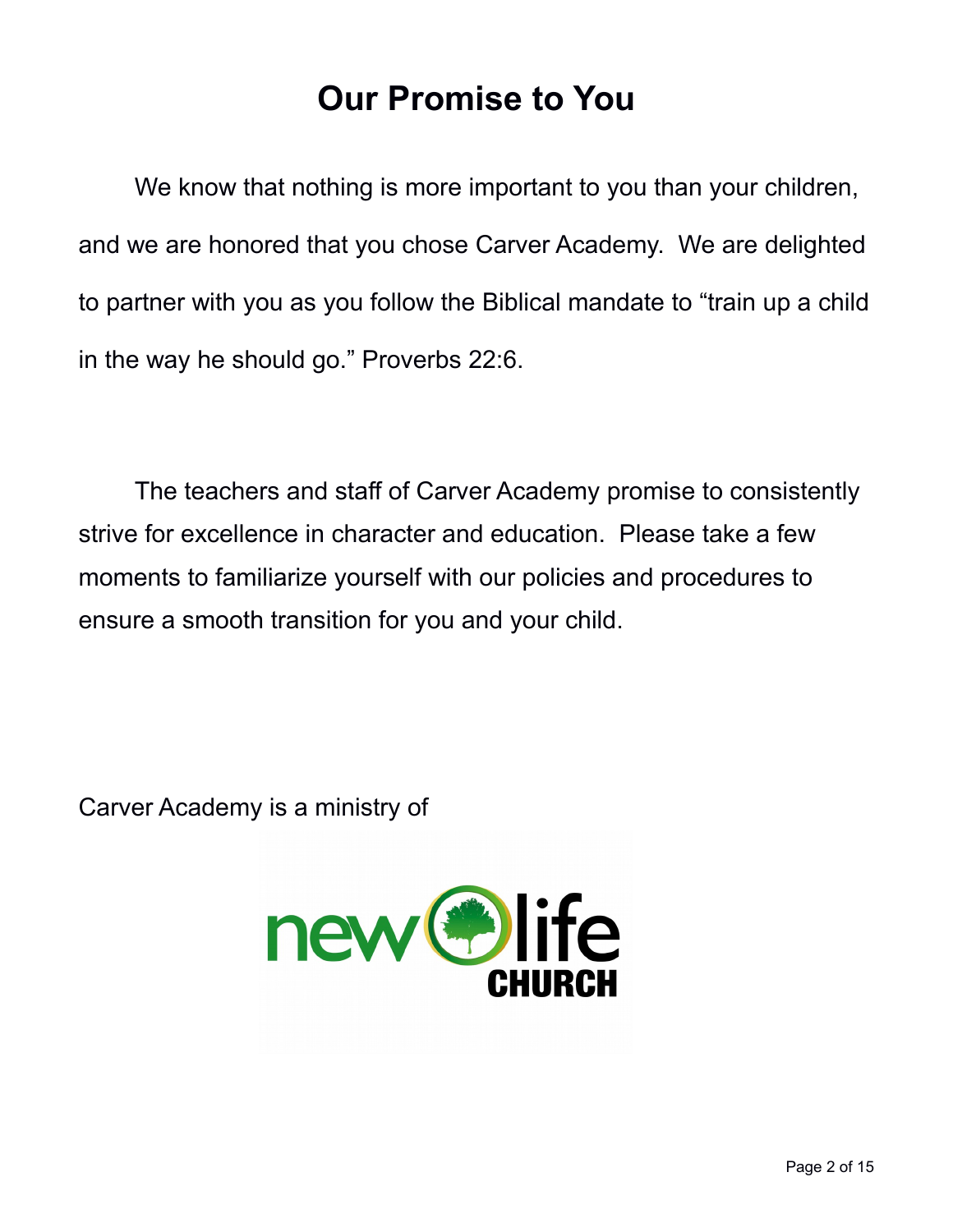# Our Promise to You

We know that nothing is more important to you than your children, and we are honored that you chose Carver Academy. We are delighted to partner with you as you follow the Biblical mandate to "train up a child in the way he should go." Proverbs 22:6.

The teachers and staff of Carver Academy promise to consistently strive for excellence in character and education. Please take a few moments to familiarize yourself with our policies and procedures to ensure a smooth transition for you and your child.

Carver Academy is a ministry of

new life CHURCH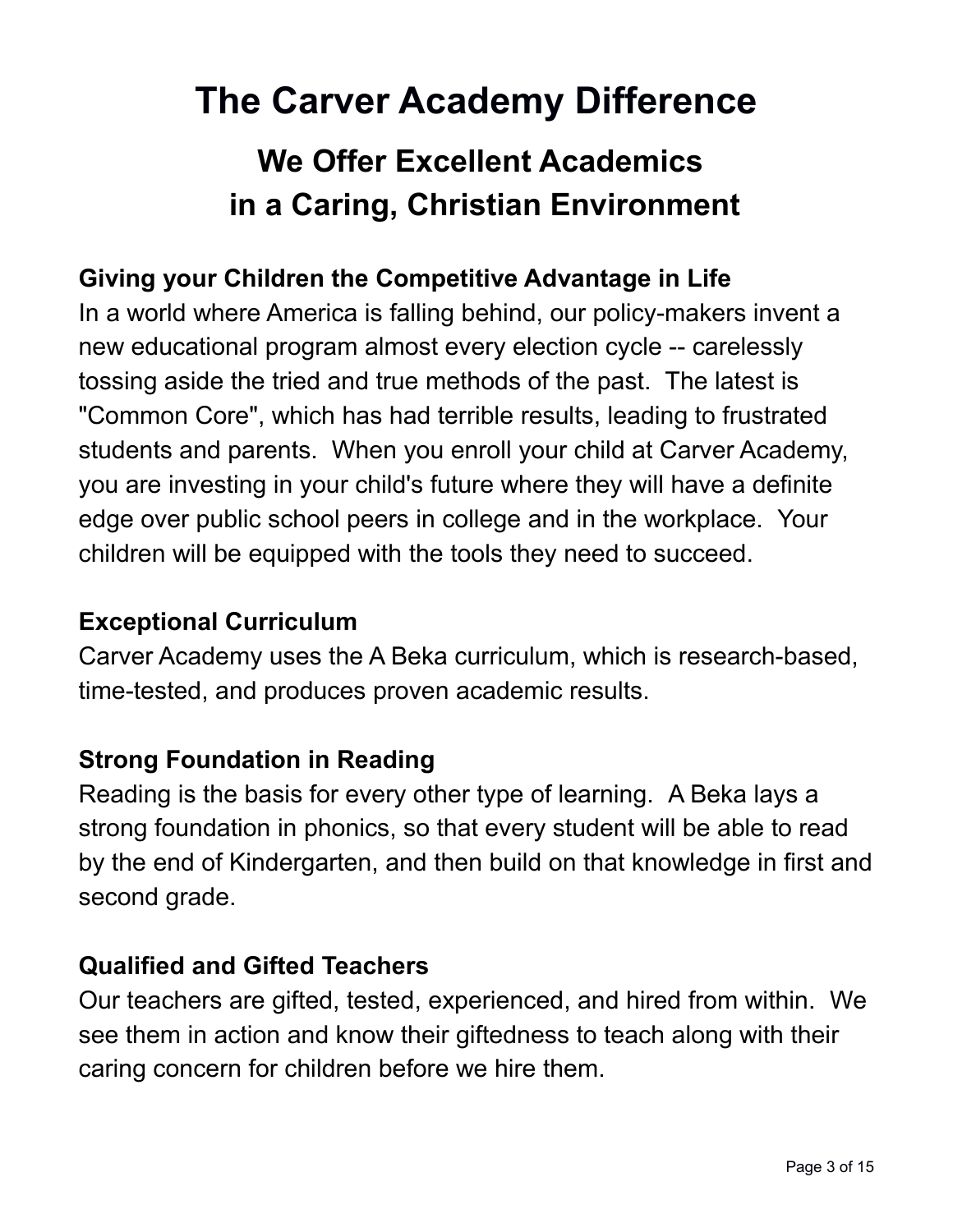# The Carver Academy Difference

## We Offer Excellent Academics in a Caring, Christian Environment

### Giving your Children the Competitive Advantage in Life

In a world where America is falling behind, our policy-makers invent a new educational program almost every election cycle -- carelessly tossing aside the tried and true methods of the past. The latest is "Common Core", which has had terrible results, leading to frustrated students and parents. When you enroll your child at Carver Academy, you are investing in your child's future where they will have a definite edge over public school peers in college and in the workplace. Your children will be equipped with the tools they need to succeed.

### Exceptional Curriculum

Carver Academy uses the A Beka curriculum, which is research-based, time-tested, and produces proven academic results.

### Strong Foundation in Reading

Reading is the basis for every other type of learning. A Beka lays a strong foundation in phonics, so that every student will be able to read by the end of Kindergarten, and then build on that knowledge in first and second grade.

### Qualified and Gifted Teachers

Our teachers are gifted, tested, experienced, and hired from within. We see them in action and know their giftedness to teach along with their caring concern for children before we hire them.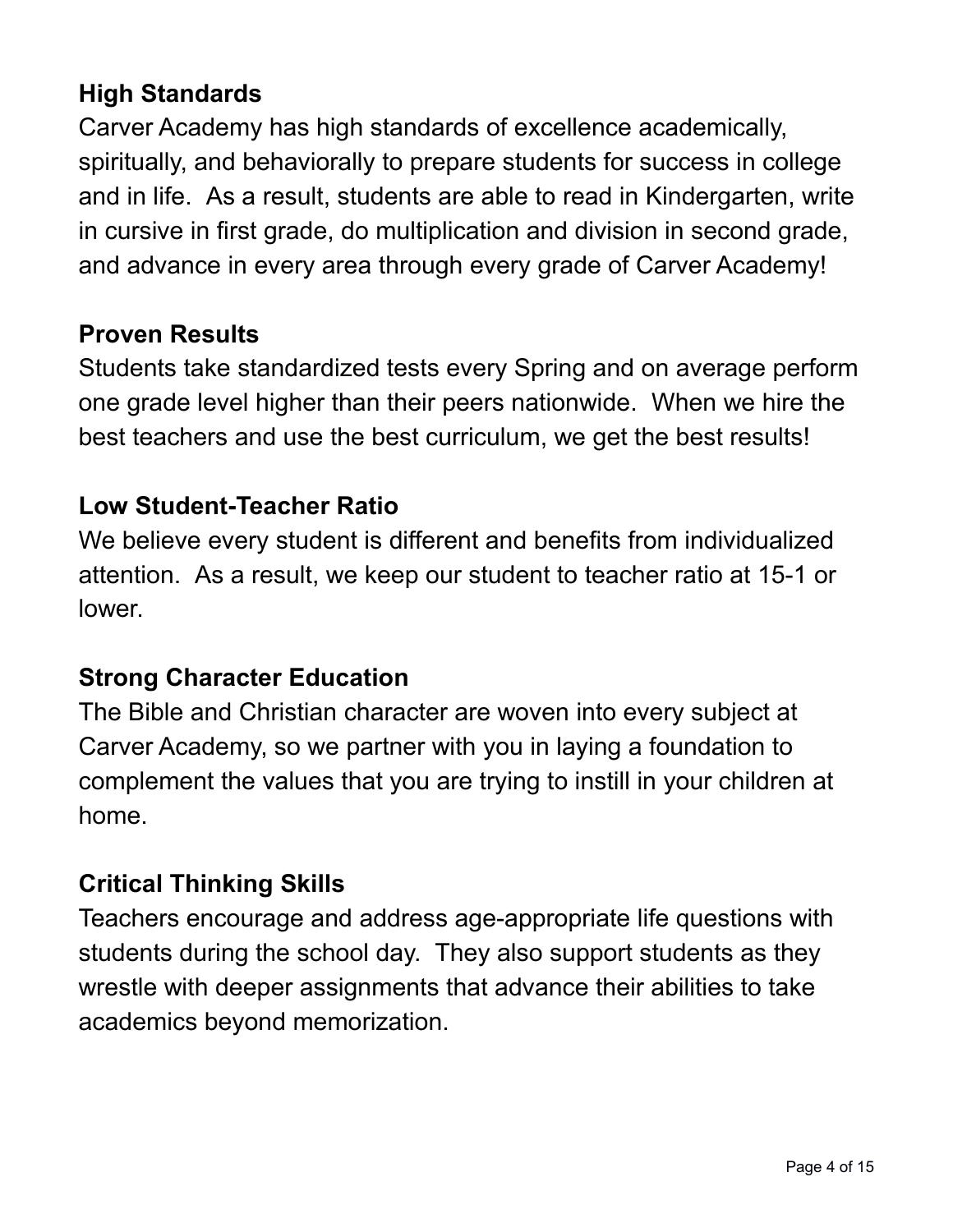## High Standards

Carver Academy has high standards of excellence academically, spiritually, and behaviorally to prepare students for success in college and in life. As a result, students are able to read in Kindergarten, write in cursive in first grade, do multiplication and division in second grade, and advance in every area through every grade of Carver Academy!

## Proven Results

Students take standardized tests every Spring and on average perform one grade level higher than their peers nationwide. When we hire the best teachers and use the best curriculum, we get the best results!

## Low Student-Teacher Ratio

We believe every student is different and benefits from individualized attention. As a result, we keep our student to teacher ratio at 15-1 or lower.

## Strong Character Education

The Bible and Christian character are woven into every subject at Carver Academy, so we partner with you in laying a foundation to complement the values that you are trying to instill in your children at home.

## Critical Thinking Skills

Teachers encourage and address age-appropriate life questions with students during the school day. They also support students as they wrestle with deeper assignments that advance their abilities to take academics beyond memorization.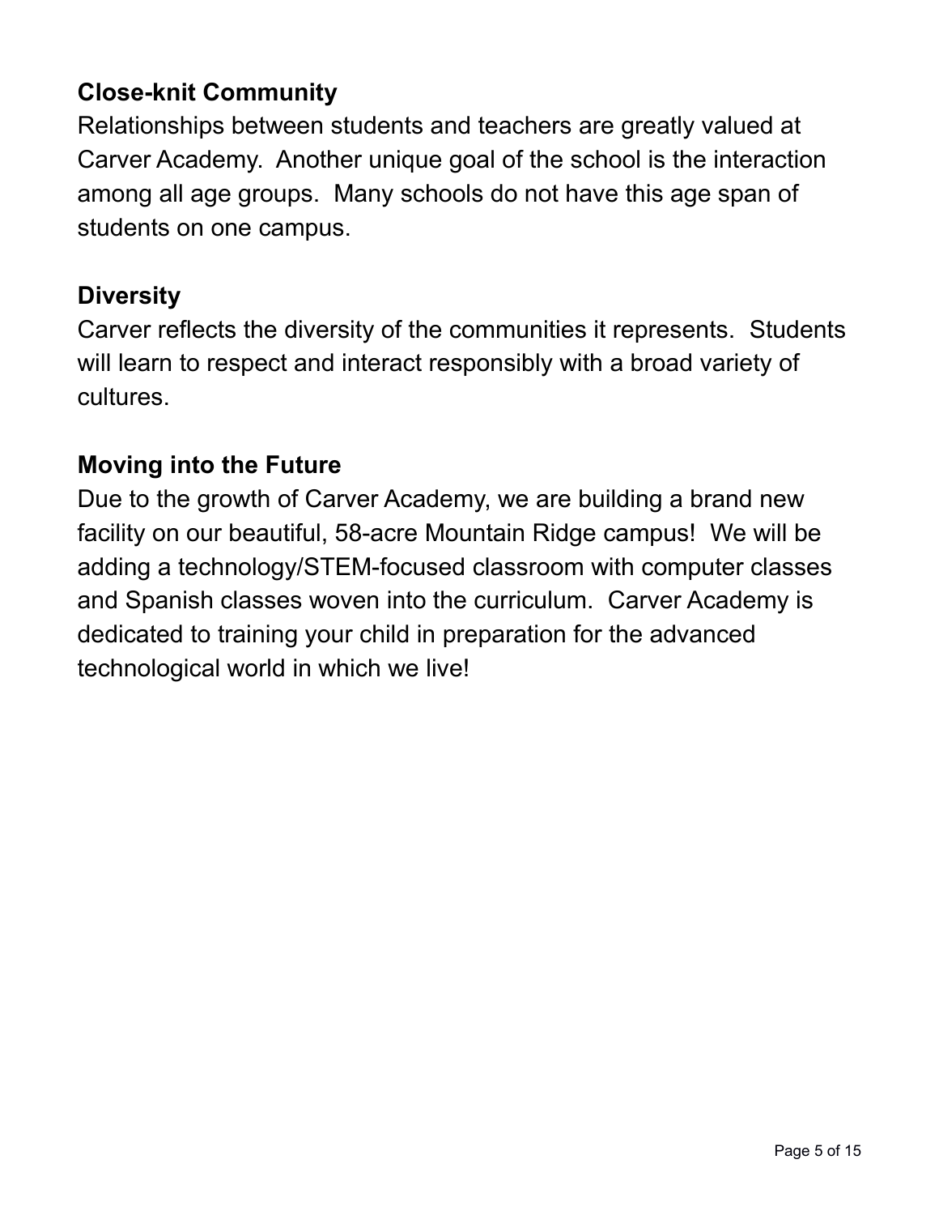### Close-knit Community

Relationships between students and teachers are greatly valued at Carver Academy. Another unique goal of the school is the interaction among all age groups. Many schools do not have this age span of students on one campus.

### Diversity

Carver reflects the diversity of the communities it represents. Students will learn to respect and interact responsibly with a broad variety of cultures.

### Moving into the Future

Due to the growth of Carver Academy, we are building a brand new facility on our beautiful, 58-acre Mountain Ridge campus! We will be adding a technology/STEM-focused classroom with computer classes and Spanish classes woven into the curriculum. Carver Academy is dedicated to training your child in preparation for the advanced technological world in which we live!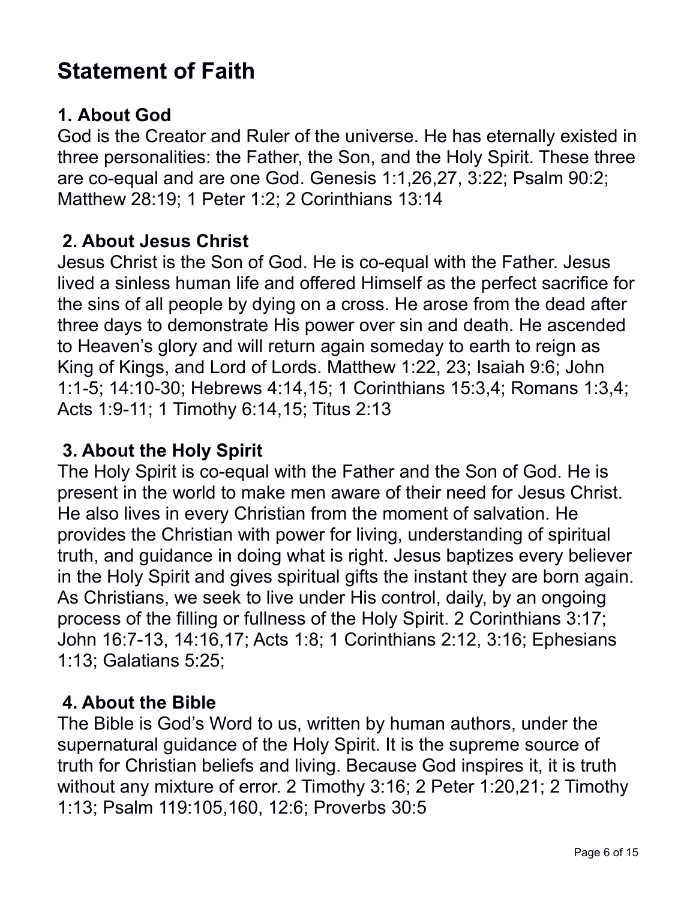# Statement of Faith

## 1. About God

God is the Creator and Ruler of the universe. He has eternally existed in three personalities: the Father, the Son, and the Holy Spirit. These three are co-equal and are one God. Genesis 1:1,26,27, 3:22; Psalm 90:2; Matthew 28:19; 1 Peter 1:2; 2 Corinthians 13:14

## 2. About Jesus Christ

Jesus Christ is the Son of God. He is co-equal with the Father. Jesus lived a sinless human life and offered Himself as the perfect sacrifice for the sins of all people by dying on a cross. He arose from the dead after three days to demonstrate His power over sin and death. He ascended to Heaven's glory and will return again someday to earth to reign as King of Kings, and Lord of Lords. Matthew 1:22, 23; Isaiah 9:6; John 1:1-5; 14:10-30; Hebrews 4:14,15; 1 Corinthians 15:3,4; Romans 1:3,4; Acts 1:9-11; 1 Timothy 6:14,15; Titus 2:13

## 3. About the Holy Spirit

The Holy Spirit is co-equal with the Father and the Son of God. He is present in the world to make men aware of their need for Jesus Christ. He also lives in every Christian from the moment of salvation. He provides the Christian with power for living, understanding of spiritual truth, and guidance in doing what is right. Jesus baptizes every believer in the Holy Spirit and gives spiritual gifts the instant they are born again. As Christians, we seek to live under His control, daily, by an ongoing process of the filling or fullness of the Holy Spirit. 2 Corinthians 3:17; John 16:7-13, 14:16,17; Acts 1:8; 1 Corinthians 2:12, 3:16; Ephesians 1:13; Galatians 5:25;

## 4. About the Bible

The Bible is God's Word to us, written by human authors, under the supernatural guidance of the Holy Spirit. It is the supreme source of truth for Christian beliefs and living. Because God inspires it, it is truth without any mixture of error. 2 Timothy 3:16; 2 Peter 1:20,21; 2 Timothy 1:13; Psalm 119:105,160, 12:6; Proverbs 30:5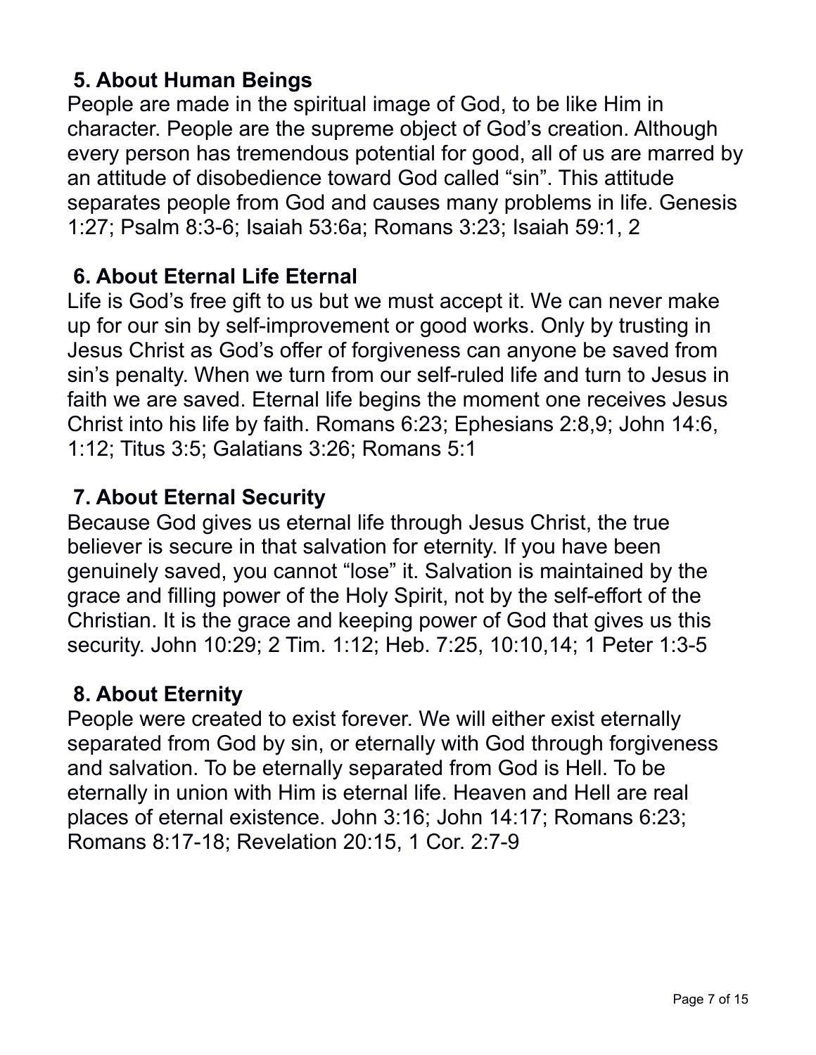## 5. About Human Beings

People are made in the spiritual image of God, to be like Him in character. People are the supreme object of God's creation. Although every person has tremendous potential for good, all of us are marred by an attitude of disobedience toward God called "sin". This attitude separates people from God and causes many problems in life. Genesis 1:27; Psalm 8:3-6; Isaiah 53:6a; Romans 3:23; Isaiah 59:1, 2

## 6. About Eternal Life Eternal

Life is God's free gift to us but we must accept it. We can never make up for our sin by self-improvement or good works. Only by trusting in Jesus Christ as God's offer of forgiveness can anyone be saved from sin's penalty. When we turn from our self-ruled life and turn to Jesus in faith we are saved. Eternal life begins the moment one receives Jesus Christ into his life by faith. Romans 6:23; Ephesians 2:8,9; John 14:6, 1:12; Titus 3:5; Galatians 3:26; Romans 5:1

## 7. About Eternal Security

Because God gives us eternal life through Jesus Christ, the true believer is secure in that salvation for eternity. If you have been genuinely saved, you cannot "lose" it. Salvation is maintained by the grace and filling power of the Holy Spirit, not by the self-effort of the Christian. It is the grace and keeping power of God that gives us this security. John 10:29; 2 Tim. 1:12; Heb. 7:25, 10:10,14; 1 Peter 1:3-5

## 8. About Eternity

People were created to exist forever. We will either exist eternally separated from God by sin, or eternally with God through forgiveness and salvation. To be eternally separated from God is Hell. To be eternally in union with Him is eternal life. Heaven and Hell are real places of eternal existence. John 3:16; John 14:17; Romans 6:23; Romans 8:17-18; Revelation 20:15, 1 Cor. 2:7-9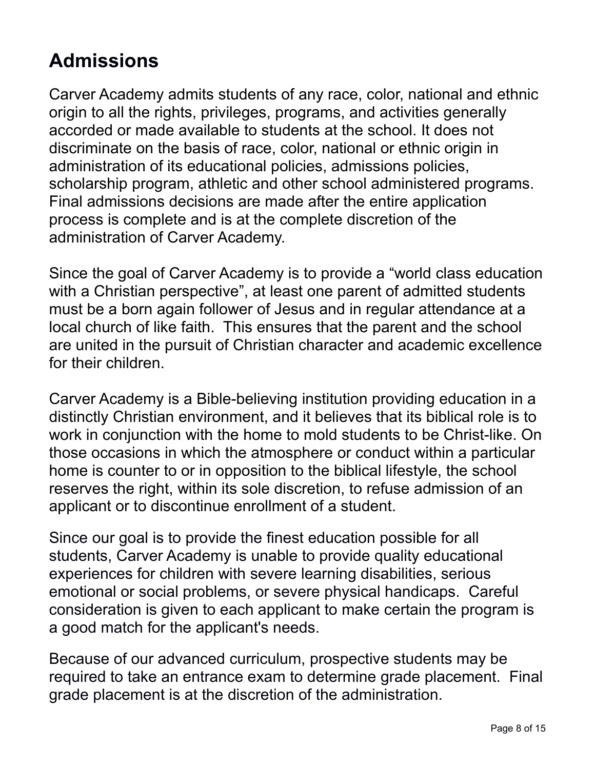## Admissions

Carver Academy admits students of any race, color, national and ethnic origin to all the rights, privileges, programs, and activities generally accorded or made available to students at the school. It does not discriminate on the basis of race, color, national or ethnic origin in administration of its educational policies, admissions policies, scholarship program, athletic and other school administered programs. Final admissions decisions are made after the entire application process is complete and is at the complete discretion of the administration of Carver Academy.

Since the goal of Carver Academy is to provide a "world class education with a Christian perspective", at least one parent of admitted students must be a born again follower of Jesus and in regular attendance at a local church of like faith. This ensures that the parent and the school are united in the pursuit of Christian character and academic excellence for their children.

Carver Academy is a Bible-believing institution providing education in a distinctly Christian environment, and it believes that its biblical role is to work in conjunction with the home to mold students to be Christ-like. On those occasions in which the atmosphere or conduct within a particular home is counter to or in opposition to the biblical lifestyle, the school reserves the right, within its sole discretion, to refuse admission of an applicant or to discontinue enrollment of a student.

Since our goal is to provide the finest education possible for all students, Carver Academy is unable to provide quality educational experiences for children with severe learning disabilities, serious emotional or social problems, or severe physical handicaps. Careful consideration is given to each applicant to make certain the program is a good match for the applicant's needs.

Because of our advanced curriculum, prospective students may be required to take an entrance exam to determine grade placement. Final grade placement is at the discretion of the administration.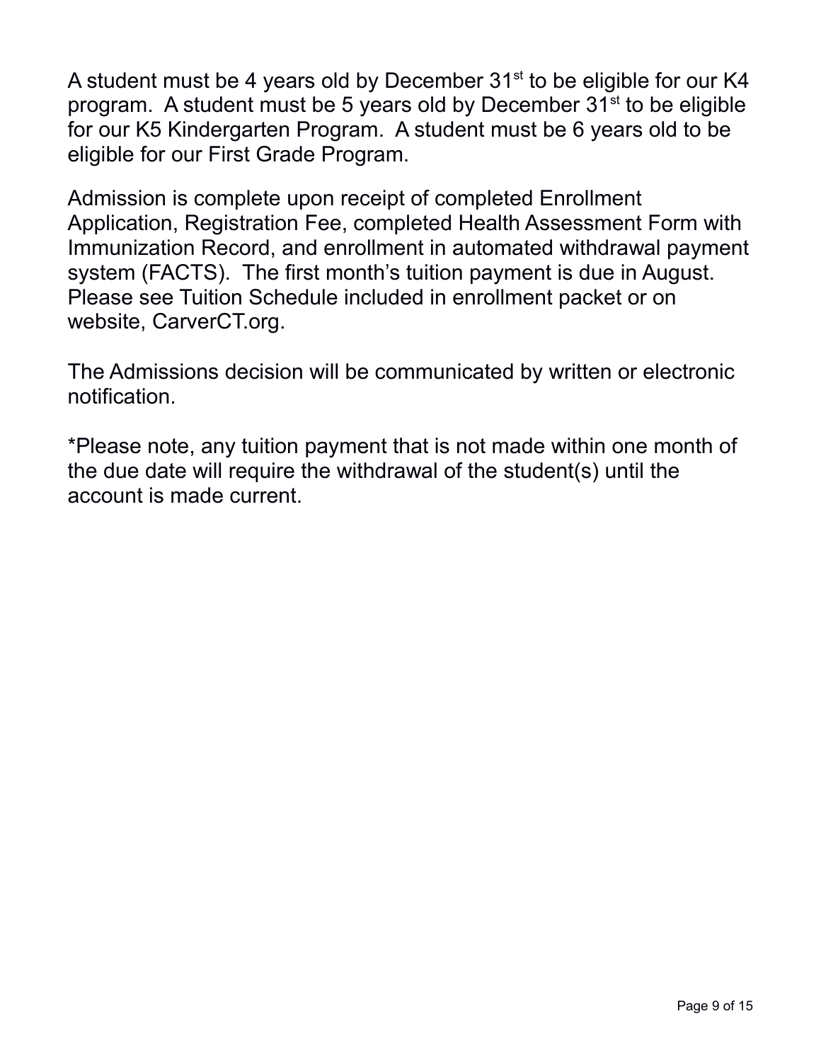A student must be 4 years old by December 31st to be eligible for our K4 program. A student must be 5 years old by December 31st to be eligible for our K5 Kindergarten Program. A student must be 6 years old to be eligible for our First Grade Program.

Admission is complete upon receipt of completed Enrollment Application, Registration Fee, completed Health Assessment Form with Immunization Record, and enrollment in automated withdrawal payment system (FACTS). The first month's tuition payment is due in August. Please see Tuition Schedule included in enrollment packet or on website, CarverCT.org.

The Admissions decision will be communicated by written or electronic notification.

*Please note, any tuition payment that is not made within one month of the due date will require the withdrawal of the student(s) until the account is made current.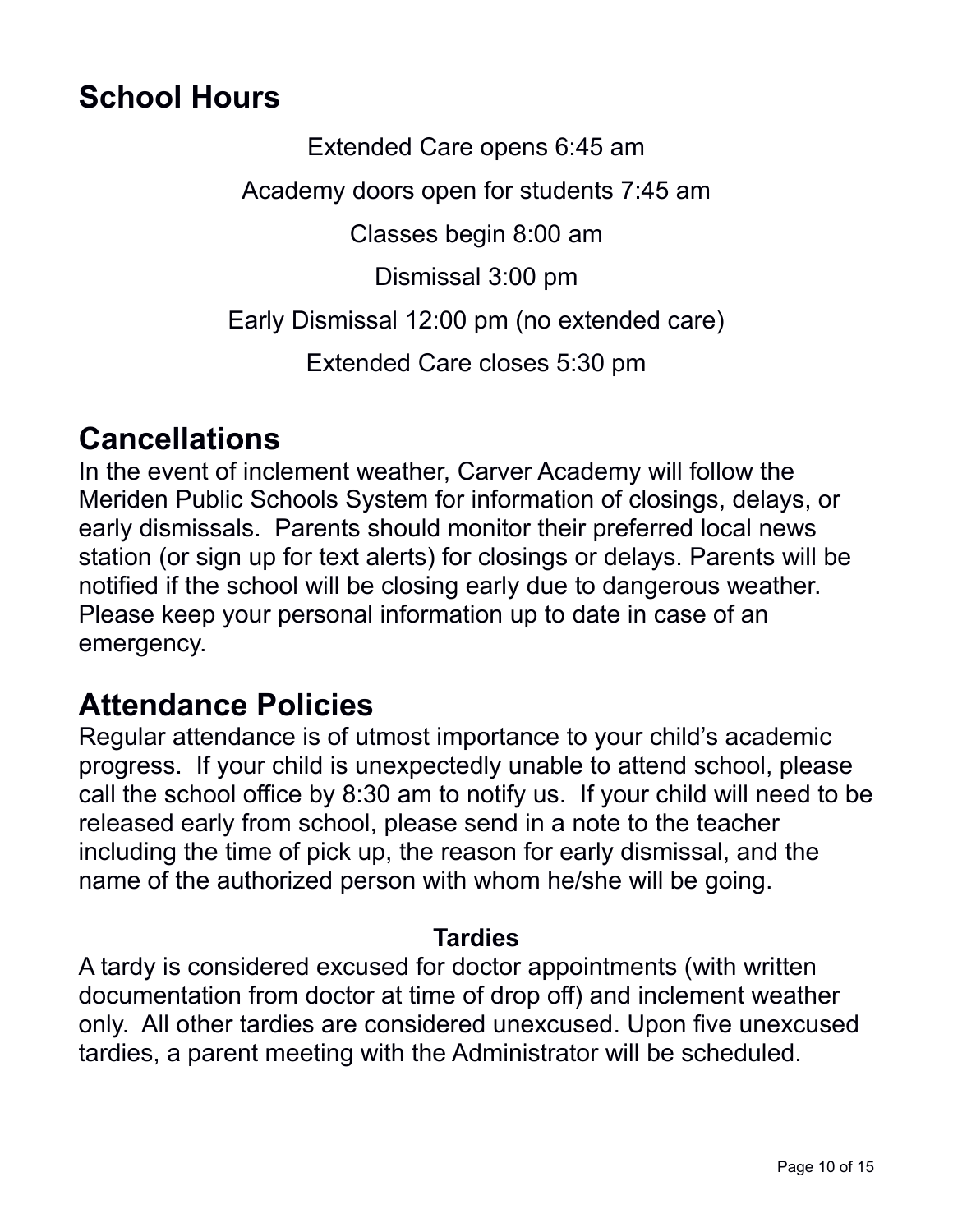## School Hours

Extended Care opens 6:45 am

Academy doors open for students 7:45 am

Classes begin 8:00 am

Dismissal 3:00 pm

Early Dismissal 12:00 pm (no extended care)

Extended Care closes 5:30 pm

## Cancellations

In the event of inclement weather, Carver Academy will follow the Meriden Public Schools System for information of closings, delays, or early dismissals. Parents should monitor their preferred local news station (or sign up for text alerts) for closings or delays. Parents will be notified if the school will be closing early due to dangerous weather. Please keep your personal information up to date in case of an emergency.

## Attendance Policies

Regular attendance is of utmost importance to your child's academic progress. If your child is unexpectedly unable to attend school, please call the school office by 8:30 am to notify us. If your child will need to be released early from school, please send in a note to the teacher including the time of pick up, the reason for early dismissal, and the name of the authorized person with whom he/she will be going.

### Tardies

A tardy is considered excused for doctor appointments (with written documentation from doctor at time of drop off) and inclement weather only. All other tardies are considered unexcused. Upon five unexcused tardies, a parent meeting with the Administrator will be scheduled.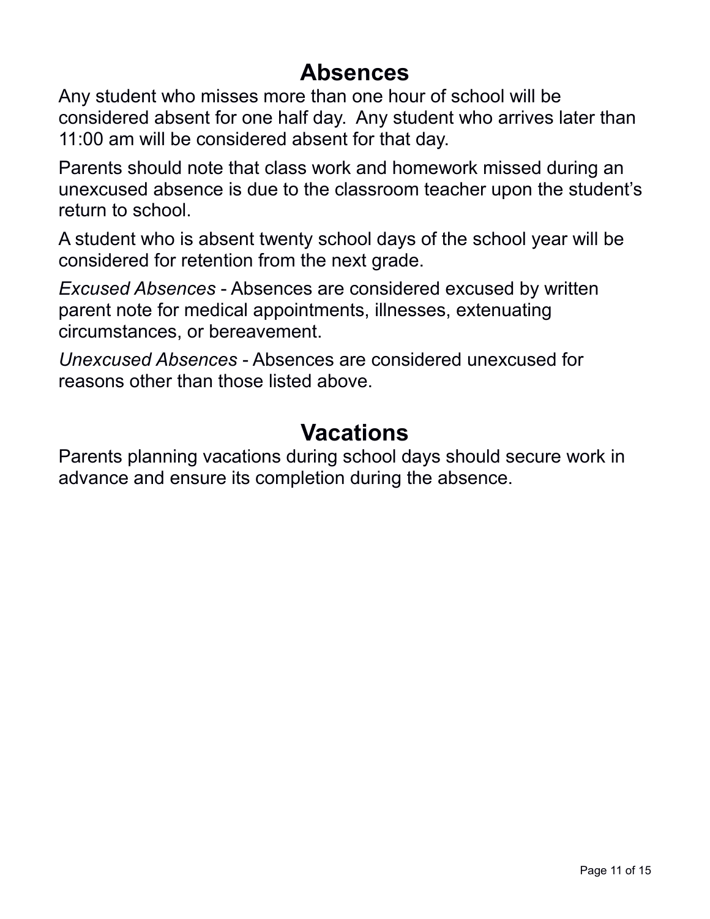# Absences

Any student who misses more than one hour of school will be considered absent for one half day. Any student who arrives later than 11:00 am will be considered absent for that day.

Parents should note that class work and homework missed during an unexcused absence is due to the classroom teacher upon the student's return to school.

A student who is absent twenty school days of the school year will be considered for retention from the next grade.

*Excused Absences* - Absences are considered excused by written parent note for medical appointments, illnesses, extenuating circumstances, or bereavement.

*Unexcused Absences* - Absences are considered unexcused for reasons other than those listed above.

# Vacations

Parents planning vacations during school days should secure work in advance and ensure its completion during the absence.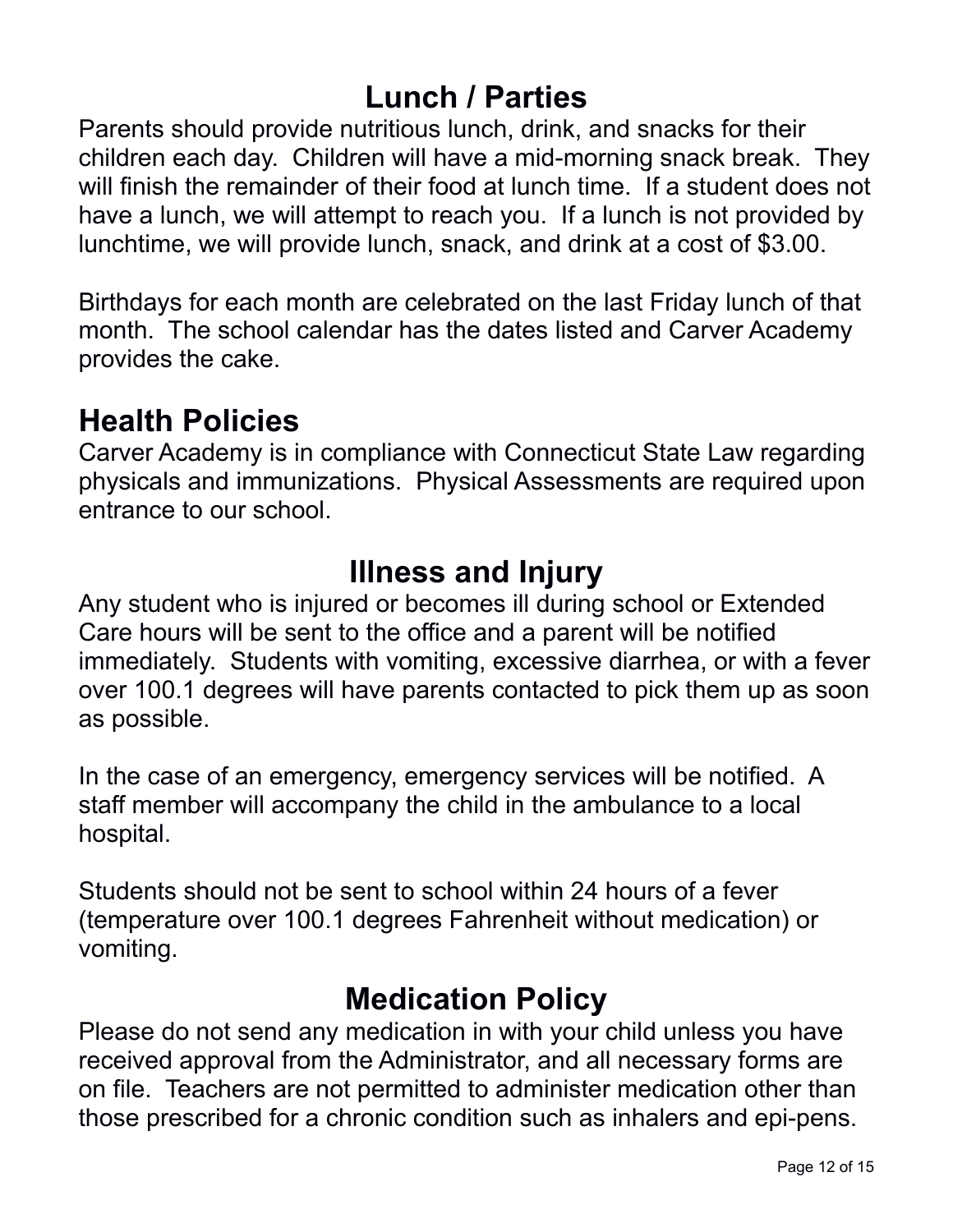## Lunch / Parties

Parents should provide nutritious lunch, drink, and snacks for their children each day. Children will have a mid-morning snack break. They will finish the remainder of their food at lunch time. If a student does not have a lunch, we will attempt to reach you. If a lunch is not provided by lunchtime, we will provide lunch, snack, and drink at a cost of $3.00.

Birthdays for each month are celebrated on the last Friday lunch of that month. The school calendar has the dates listed and Carver Academy provides the cake.

## Health Policies

Carver Academy is in compliance with Connecticut State Law regarding physicals and immunizations. Physical Assessments are required upon entrance to our school.

## Illness and Injury

Any student who is injured or becomes ill during school or Extended Care hours will be sent to the office and a parent will be notified immediately. Students with vomiting, excessive diarrhea, or with a fever over 100.1 degrees will have parents contacted to pick them up as soon as possible.

In the case of an emergency, emergency services will be notified. A staff member will accompany the child in the ambulance to a local hospital.

Students should not be sent to school within 24 hours of a fever (temperature over 100.1 degrees Fahrenheit without medication) or vomiting.

## Medication Policy

Please do not send any medication in with your child unless you have received approval from the Administrator, and all necessary forms are on file. Teachers are not permitted to administer medication other than those prescribed for a chronic condition such as inhalers and epi-pens.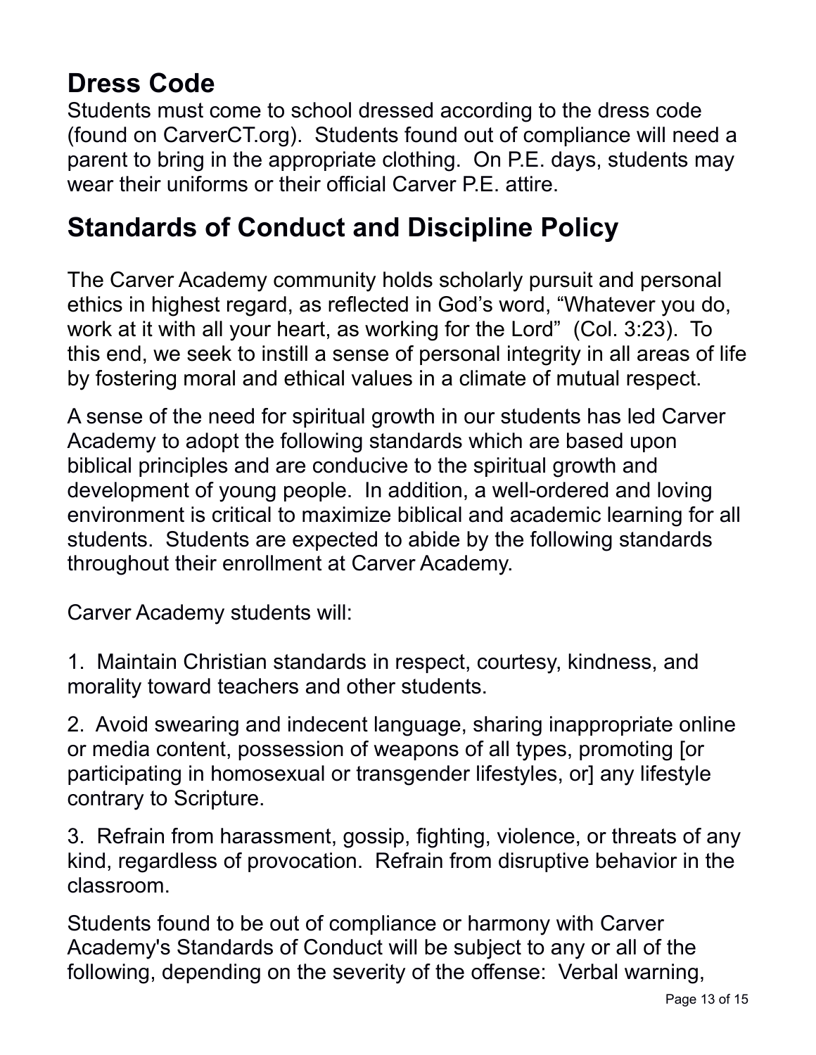## Dress Code

Students must come to school dressed according to the dress code (found on CarverCT.org). Students found out of compliance will need a parent to bring in the appropriate clothing. On P.E. days, students may wear their uniforms or their official Carver P.E. attire.

## Standards of Conduct and Discipline Policy

The Carver Academy community holds scholarly pursuit and personal ethics in highest regard, as reflected in God's word, "Whatever you do, work at it with all your heart, as working for the Lord" (Col. 3:23). To this end, we seek to instill a sense of personal integrity in all areas of life by fostering moral and ethical values in a climate of mutual respect.

A sense of the need for spiritual growth in our students has led Carver Academy to adopt the following standards which are based upon biblical principles and are conducive to the spiritual growth and development of young people. In addition, a well-ordered and loving environment is critical to maximize biblical and academic learning for all students. Students are expected to abide by the following standards throughout their enrollment at Carver Academy.

Carver Academy students will:

1. Maintain Christian standards in respect, courtesy, kindness, and morality toward teachers and other students.

2. Avoid swearing and indecent language, sharing inappropriate online or media content, possession of weapons of all types, promoting [or participating in homosexual or transgender lifestyles, or] any lifestyle contrary to Scripture.

3. Refrain from harassment, gossip, fighting, violence, or threats of any kind, regardless of provocation. Refrain from disruptive behavior in the classroom.

Students found to be out of compliance or harmony with Carver Academy's Standards of Conduct will be subject to any or all of the following, depending on the severity of the offense: Verbal warning,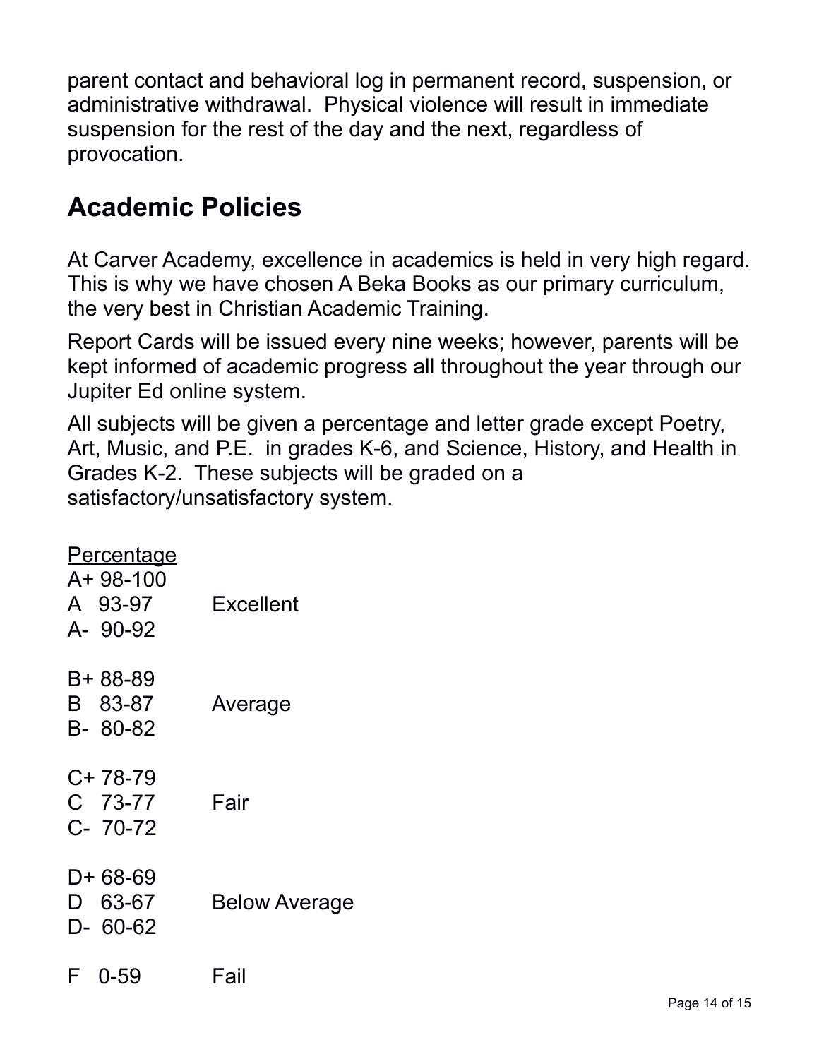parent contact and behavioral log in permanent record, suspension, or administrative withdrawal. Physical violence will result in immediate suspension for the rest of the day and the next, regardless of provocation.

## Academic Policies

At Carver Academy, excellence in academics is held in very high regard. This is why we have chosen A Beka Books as our primary curriculum, the very best in Christian Academic Training.

Report Cards will be issued every nine weeks; however, parents will be kept informed of academic progress all throughout the year through our Jupiter Ed online system.

All subjects will be given a percentage and letter grade except Poetry, Art, Music, and P.E. in grades K-6, and Science, History, and Health in Grades K-2. These subjects will be graded on a satisfactory/unsatisfactory system.

| Percentage | |
|---|---|
| A+ 98-100 | |
| A 93-97 | Excellent |
| A- 90-92 | |
| B+ 88-89 | |
| B 83-87 | Average |
| B- 80-82 | |
| C+ 78-79 | |
| C 73-77 | Fair |
| C- 70-72 | |
| D+ 68-69 | |
| D 63-67 | Below Average |
| D- 60-62 | |
| F 0-59 | Fail |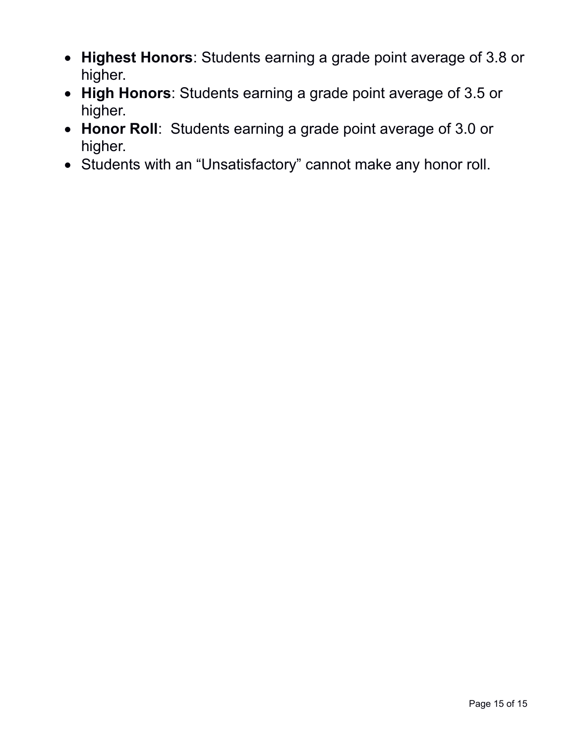- **Highest Honors**: Students earning a grade point average of 3.8 or higher.
- **High Honors**: Students earning a grade point average of 3.5 or higher.
- **Honor Roll**: Students earning a grade point average of 3.0 or higher.
- Students with an "Unsatisfactory" cannot make any honor roll.